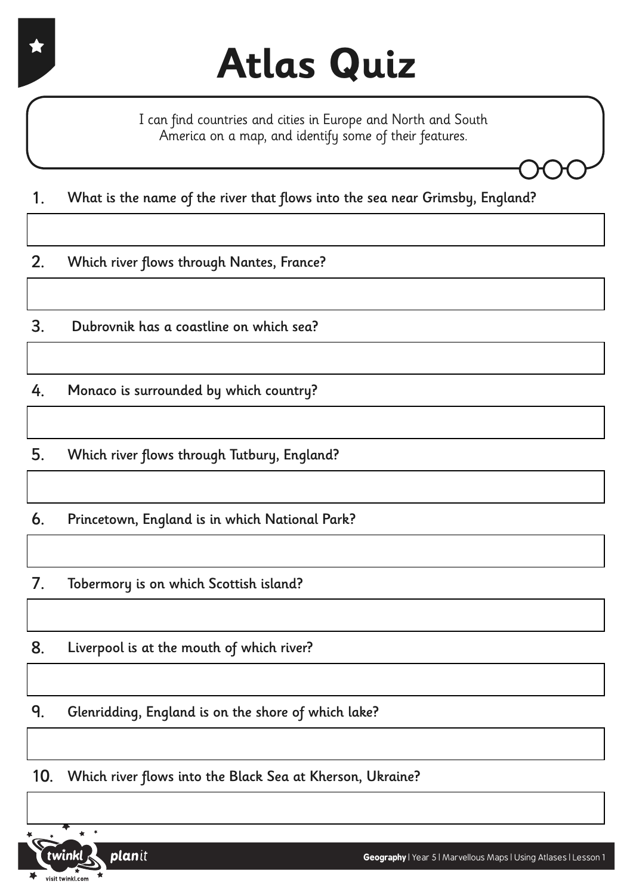# Atlas Quiz

I can find countries and cities in Europe and North and South America on a map, and identify some of their features.

1. **What is the name of the river that flows into the sea near Grimsby, England?**

2. **Which river flows through Nantes, France?**

3. **Dubrovnik has a coastline on which sea?**

4. **Monaco is surrounded by which country?**

5. **Which river flows through Tutbury, England?**

6. **Princetown, England is in which National Park?**

7. **Tobermory is on which Scottish island?**

8. **Liverpool is at the mouth of which river?**

9. **Glenridding, England is on the shore of which lake?**

10. **Which river flows into the Black Sea at Kherson, Ukraine?**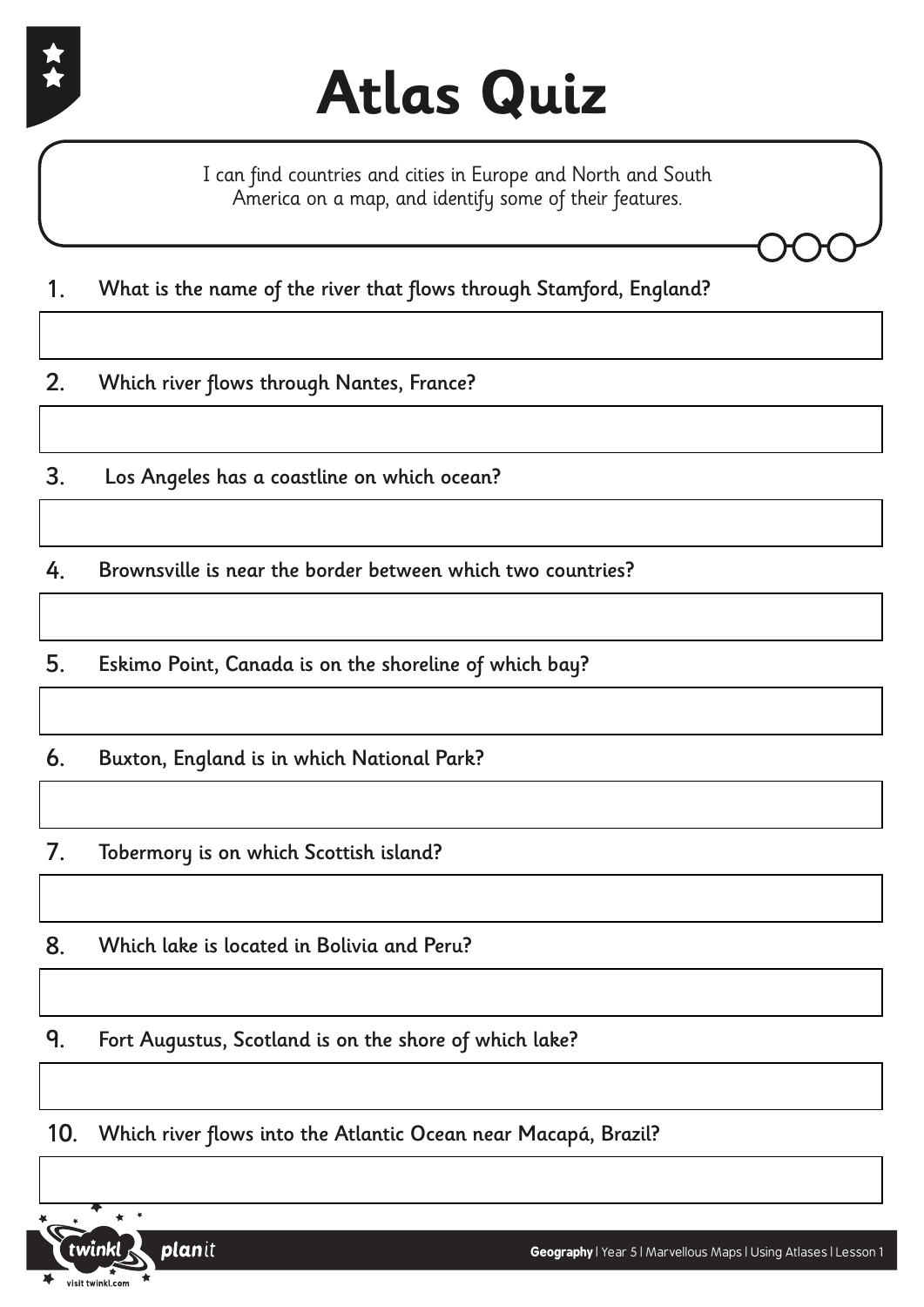# Atlas Quiz

I can find countries and cities in Europe and North and South America on a map, and identify some of their features.

1. What is the name of the river that flows through Stamford, England?

2. Which river flows through Nantes, France?

3. Los Angeles has a coastline on which ocean?

4. Brownsville is near the border between which two countries?

5. Eskimo Point, Canada is on the shoreline of which bay?

6. Buxton, England is in which National Park?

7. Tobermory is on which Scottish island?

8. Which lake is located in Bolivia and Peru?

9. Fort Augustus, Scotland is on the shore of which lake?

10. Which river flows into the Atlantic Ocean near Macapá, Brazil?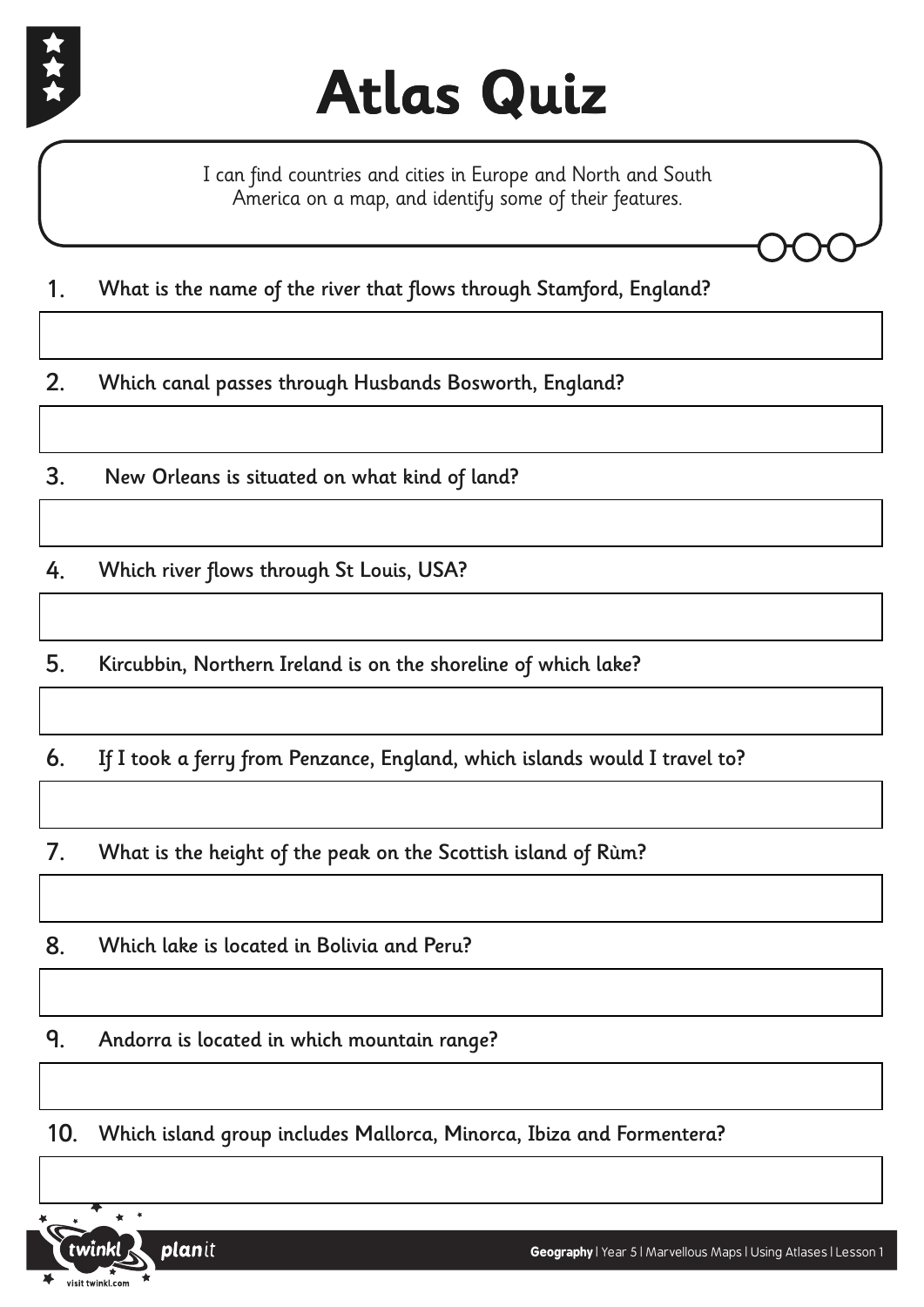# Atlas Quiz

I can find countries and cities in Europe and North and South America on a map, and identify some of their features.

1. What is the name of the river that flows through Stamford, England?

2. Which canal passes through Husbands Bosworth, England?

3. New Orleans is situated on what kind of land?

4. Which river flows through St Louis, USA?

5. Kircubbin, Northern Ireland is on the shoreline of which lake?

6. If I took a ferry from Penzance, England, which islands would I travel to?

7. What is the height of the peak on the Scottish island of Rùm?

8. Which lake is located in Bolivia and Peru?

9. Andorra is located in which mountain range?

10. Which island group includes Mallorca, Minorca, Ibiza and Formentera?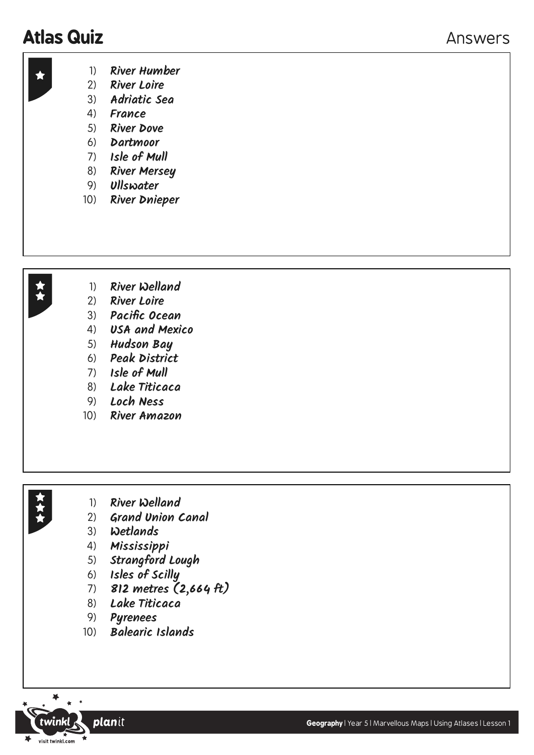# Atlas Quiz

Answers

★

1) River Humber
2) River Loire
3) Adriatic Sea
4) France
5) River Dove
6) Dartmoor
7) Isle of Mull
8) River Mersey
9) Ullswater
10) River Dnieper

★★

1) River Welland
2) River Loire
3) Pacific Ocean
4) USA and Mexico
5) Hudson Bay
6) Peak District
7) Isle of Mull
8) Lake Titicaca
9) Loch Ness
10) River Amazon

★★★

1) River Welland
2) Grand Union Canal
3) Wetlands
4) Mississippi
5) Strangford Lough
6) Isles of Scilly
7) 812 metres (2,664 ft)
8) Lake Titicaca
9) Pyrenees
10) Balearic Islands